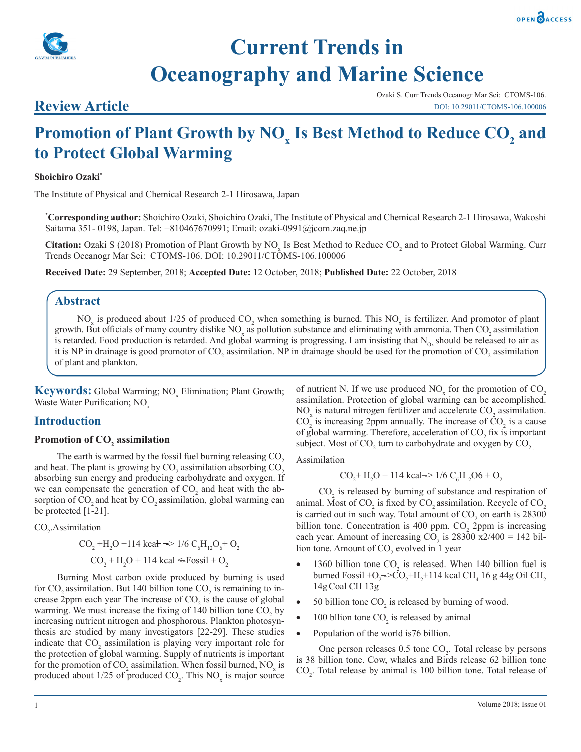# Current Trends in Oceanography and Marine Science

## Review Article

Ozaki S. Curr Trends Oceanogr Mar Sci: CTOMS-106.
DOI: 10.29011/CTOMS-106.100006

# Promotion of Plant Growth by $NO_x$ Is Best Method to Reduce $CO_2$ and to Protect Global Warming

**Shoichiro Ozaki***

The Institute of Physical and Chemical Research 2-1 Hirosawa, Japan

***Corresponding author:** Shoichiro Ozaki, Shoichiro Ozaki, The Institute of Physical and Chemical Research 2-1 Hirosawa, Wakoshi Saitama 351- 0198, Japan. Tel: +810467670991; Email: ozaki-0991@jcom.zaq.ne.jp

**Citation:** Ozaki S (2018) Promotion of Plant Growth by $NO_x$ Is Best Method to Reduce $CO_2$ and to Protect Global Warming. Curr Trends Oceanogr Mar Sci: CTOMS-106. DOI: 10.29011/CTOMS-106.100006

**Received Date:** 29 September, 2018; **Accepted Date:** 12 October, 2018; **Published Date:** 22 October, 2018

## Abstract

$NO_x$ is produced about 1/25 of produced $CO_2$ when something is burned. This $NO_x$ is fertilizer. And promotor of plant growth. But officials of many country dislike $NO_x$ as pollution substance and eliminating with ammonia. Then $CO_2$ assimilation is retarded. Food production is retarded. And global warming is progressing. I am insisting that $N_{Ox}$ should be released to air as it is NP in drainage is good promotor of $CO_2$ assimilation. NP in drainage should be used for the promotion of $CO_2$ assimilation of plant and plankton.

**Keywords:** Global Warming; $NO_x$ Elimination; Plant Growth; Waste Water Purification; $NO_x$

## Introduction

### Promotion of $CO_2$ assimilation

The earth is warmed by the fossil fuel burning releasing $CO_2$ and heat. The plant is growing by $CO_2$ assimilation absorbing $CO_2$ absorbing sun energy and producing carbohydrate and oxygen. If we can compensate the generation of $CO_2$ and heat with the absorption of $CO_2$ and heat by $CO_2$ assimilation, global warming can be protected [1-21].

$CO_2$.Assimilation

$$CO_2 + H_2O + 114\ kcal \rightarrow 1/6\ C_6H_{12}O_6 + O_2$$

$$CO_2 + H_2O + 114\ kcal \leftarrow Fossil + O_2$$

Burning Most carbon oxide produced by burning is used for $CO_2$ assimilation. But 140 billion tone $CO_2$ is remaining to increase 2ppm each year The increase of $CO_2$ is the cause of global warming. We must increase the fixing of 140 billion tone $CO_2$ by increasing nutrient nitrogen and phosphorous. Plankton photosynthesis are studied by many investigators [22-29]. These studies indicate that $CO_2$ assimilation is playing very important role for the protection of global warming. Supply of nutrients is important for the promotion of $CO_2$ assimilation. When fossil burned, $NO_x$ is produced about 1/25 of produced $CO_2$. This $NO_x$ is major source of nutrient N. If we use produced $NO_x$ for the promotion of $CO_2$ assimilation. Protection of global warming can be accomplished. $NO_x$ is natural nitrogen fertilizer and accelerate $CO_2$ assimilation. $CO_2$ is increasing 2ppm annually. The increase of $CO_2$ is a cause of global warming. Therefore, acceleration of $CO_2$ fix is important subject. Most of $CO_2$ turn to carbohydrate and oxygen by $CO_2$.

Assimilation

$$CO_2 + H_2O + 114\ kcal \rightarrow 1/6\ C_6H_{12}O6 + O_2$$

$CO_2$ is released by burning of substance and respiration of animal. Most of $CO_2$ is fixed by $CO_2$ assimilation. Recycle of $CO_2$ is carried out in such way. Total amount of $CO_2$ on earth is 28300 billion tone. Concentration is 400 ppm. $CO_2$ 2ppm is increasing each year. Amount of increasing $CO_2$ is 28300 x2/400 = 142 billion tone. Amount of $CO_2$ evolved in 1 year

- 1360 billion tone $CO_2$ is released. When 140 billion fuel is burned Fossil $+O_2 \rightarrow CO_2 + H_2 + 114$ kcal $CH_4$ 16 g 44g Oil $CH_2$ 14g Coal CH 13g
- 50 billion tone $CO_2$ is released by burning of wood.
- 100 bllion tone $CO_2$ is released by animal
- Population of the world is76 billion.

One person releases 0.5 tone $CO_2$. Total release by persons is 38 billion tone. Cow, whales and Birds release 62 billion tone $CO_2$. Total release by animal is 100 billion tone. Total release of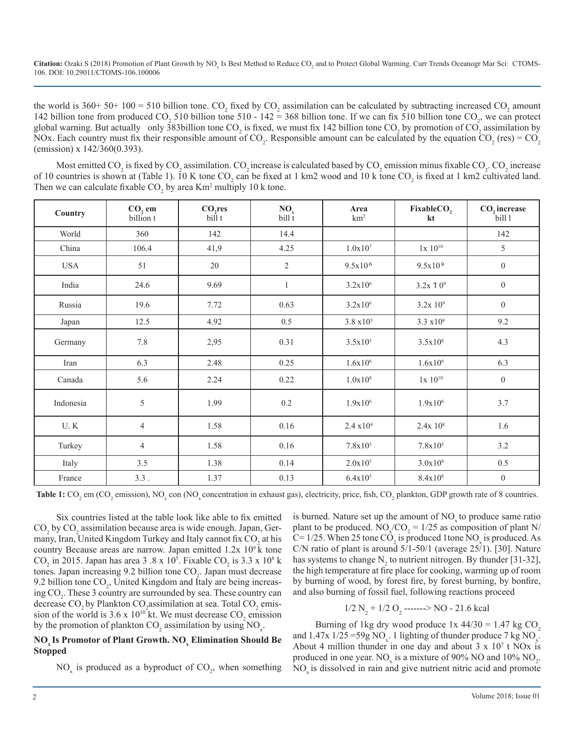the world is 360+ 50+ 100 = 510 billion tone. $CO_2$ fixed by $CO_2$ assimilation can be calculated by subtracting increased $CO_2$ amount 142 billion tone from produced $CO_2$ 510 billion tone 510 - 142 = 368 billion tone. If we can fix 510 billion tone $CO_2$, we can protect global warning. But actually only 383billion tone $CO_2$ is fixed, we must fix 142 billion tone $CO_2$ by promotion of $CO_2$ assimilation by NOx. Each country must fix their responsible amount of $CO_2$. Responsible amount can be calculated by the equation $CO_2$ (res) = $CO_2$ (emission) x 142/360(0.393).

Most emitted $CO_2$ is fixed by $CO_2$ assimilation. $CO_2$ increase is calculated based by $CO_2$ emission minus fixable $CO_2$. $CO_2$ increase of 10 countries is shown at (Table 1). 10 K tone $CO_2$ can be fixed at 1 km2 wood and 10 k tone $CO_2$ is fixed at 1 km2 cultivated land. Then we can calculate fixable $CO_2$ by area $Km^2$ multiply 10 k tone.

| Country | $CO_2$ em billion t | $CO_2$res bill t | $NO_x$ bill t | Area $km^2$ | Fixable$CO_2$ kt | $CO_2$ increase bill l |
|---|---|---|---|---|---|---|
| World | 360 | 142 | 14.4 | | | 142 |
| China | 106.4 | 41,9 | 4.25 | $1.0x10^7$ | $1x 10^{10}$ | 5 |
| USA | 51 | 20 | 2 | $9.5x10^6$ | $9.5x10^9$ | 0 |
| India | 24.6 | 9.69 | 1 | $3.2x10^6$ | $3.2x 10^9$ | 0 |
| Russia | 19.6 | 7.72 | 0.63 | $3.2x10^6$ | $3.2x 10^9$ | 0 |
| Japan | 12.5 | 4.92 | 0.5 | $3.8 x10^5$ | $3.3 x10^8$ | 9.2 |
| Germany | 7.8 | 2,95 | 0.31 | $3.5x10^5$ | $3.5x10^8$ | 4.3 |
| Iran | 6.3 | 2.48 | 0.25 | $1.6x10^6$ | $1.6x10^6$ | 6.3 |
| Canada | 5.6 | 2.24 | 0.22 | $1.0x10^8$ | $1x 10^{10}$ | 0 |
| Indonesia | 5 | 1.99 | 0.2 | $1.9x10^6$ | $1.9x10^6$ | 3.7 |
| U. K | 4 | 1.58 | 0.16 | $2.4 x10^4$ | $2.4x 10^8$ | 1.6 |
| Turkey | 4 | 1.58 | 0.16 | $7.8x10^5$ | $7.8x10^5$ | 3.2 |
| Italy | 3.5 | 1.38 | 0.14 | $2.0x10^5$ | $3.0x10^8$ | 0.5 |
| France | 3.3 . | 1.37 | 0.13 | $6.4x10^5$ | $8.4x10^8$ | 0 |

**Table 1:** $CO_2$ em ($CO_2$ emission), $NO_x$ con ($NO_x$ concentration in exhaust gas), electricity, price, fish, $CO_2$ plankton, GDP growth rate of 8 countries.

Six countries listed at the table look like able to fix emitted $CO_2$ by $CO_2$ assimilation because area is wide enough. Japan, Germany, Iran, United Kingdom Turkey and Italy cannot fix $CO_2$ at his country Because areas are narrow. Japan emitted $1.2x 10^9$ k tone $CO_2$ in 2015. Japan has area $3 .8 x 10^5$. Fixable $CO_2$ is $3.3 x 10^8$ k tones. Japan increasing 9.2 billion tone $CO_2$. Japan must decrease 9.2 billion tone $CO_2$, United Kingdom and Italy are being increasing $CO_2$. These 3 country are surrounded by sea. These country can decrease $CO_2$ by Plankton $CO_2$assimilation at sea. Total $CO_2$ emission of the world is $3.6 x 10^{10}$ kt. We must decrease $CO_2$ emission by the promotion of plankton $CO_2$ assimilation by using $NO_x$.

## $NO_x$ Is Promotor of Plant Growth. $NO_x$ Elimination Should Be Stopped

$NO_x$ is produced as a byproduct of $CO_2$, when something is burned. Nature set up the amount of $NO_x$ to produce same ratio plant to be produced. $NO_x/CO_2 = 1/25$ as composition of plant N/C= 1/25. When 25 tone $CO_2$ is produced 1tone $NO_x$ is produced. As C/N ratio of plant is around 5/1-50/1 (average 25/1). [30]. Nature has systems to change $N_2$ to nutrient nitrogen. By thunder [31-32], the high temperature at fire place for cooking, warming up of room by burning of wood, by forest fire, by forest burning, by bonfire, and also burning of fossil fuel, following reactions proceed

$$1/2\ N_2 + 1/2\ O_2 \text{ -------> } NO - 21.6\ kcal$$

Burning of 1kg dry wood produce 1x 44/30 = 1.47 kg $CO_2$ and 1.47x 1/25 =59g $NO_x$. 1 lighting of thunder produce 7 kg $NO_x$. About 4 million thunder in one day and about $3 x 10^7$ t NOx is produced in one year. $NO_x$ is a mixture of 90% NO and 10% $NO_2$. $NO_x$ is dissolved in rain and give nutrient nitric acid and promote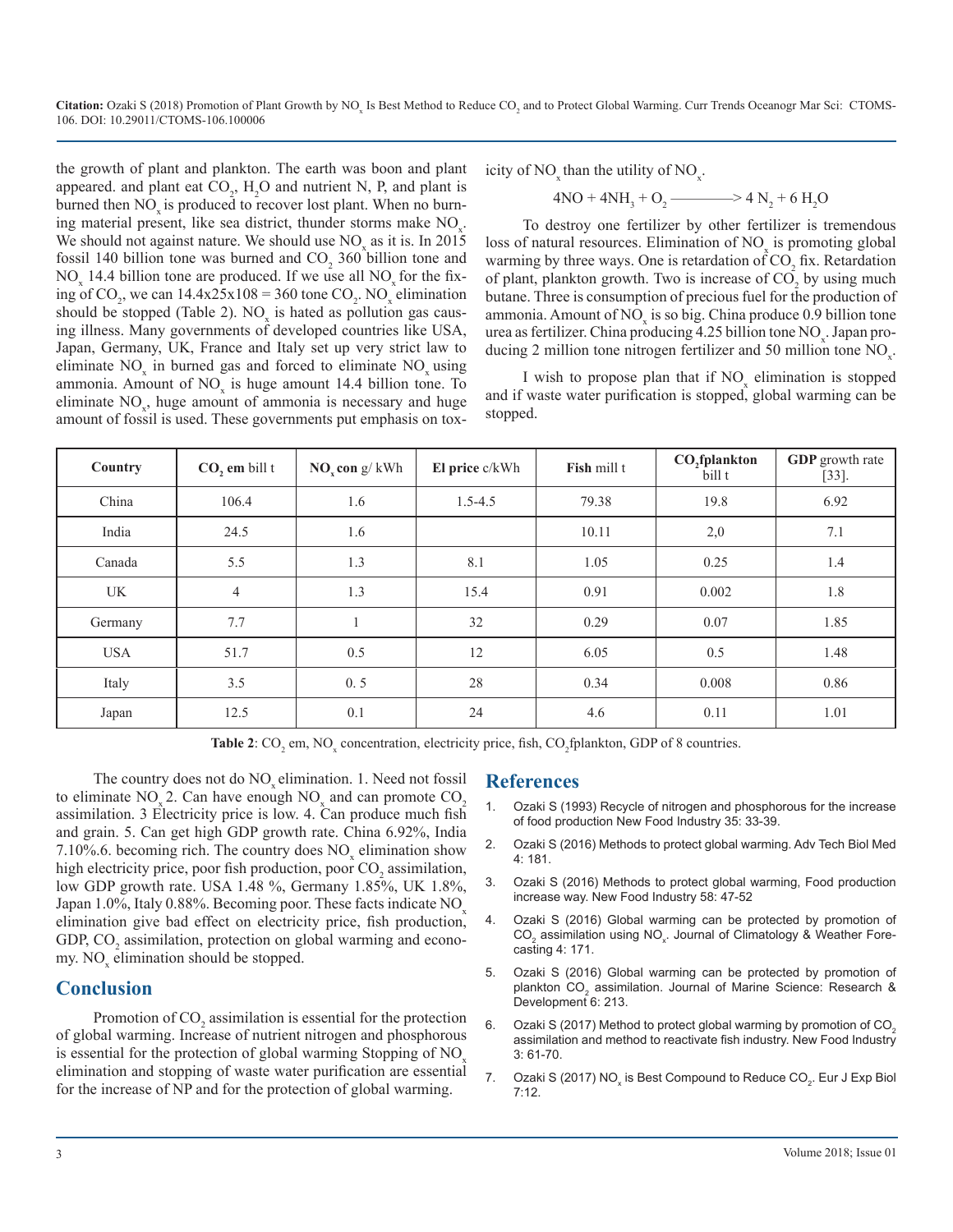the growth of plant and plankton. The earth was boon and plant appeared. and plant eat $CO_2$, $H_2O$ and nutrient N, P, and plant is burned then $NO_x$ is produced to recover lost plant. When no burning material present, like sea district, thunder storms make $NO_x$. We should not against nature. We should use $NO_x$ as it is. In 2015 fossil 140 billion tone was burned and $CO_2$ 360 billion tone and $NO_x$ 14.4 billion tone are produced. If we use all $NO_x$ for the fixing of $CO_2$, we can $14.4 \times 25 \times 108 = 360$ tone $CO_2$. $NO_x$ elimination should be stopped (Table 2). $NO_x$ is hated as pollution gas causing illness. Many governments of developed countries like USA, Japan, Germany, UK, France and Italy set up very strict law to eliminate $NO_x$ in burned gas and forced to eliminate $NO_x$ using ammonia. Amount of $NO_x$ is huge amount 14.4 billion tone. To eliminate $NO_x$, huge amount of ammonia is necessary and huge amount of fossil is used. These governments put emphasis on toxicity of $NO_x$ than the utility of $NO_x$.

$$4NO + 4NH_3 + O_2 \longrightarrow 4\,N_2 + 6\,H_2O$$

To destroy one fertilizer by other fertilizer is tremendous loss of natural resources. Elimination of $NO_x$ is promoting global warming by three ways. One is retardation of $CO_2$ fix. Retardation of plant, plankton growth. Two is increase of $CO_2$ by using much butane. Three is consumption of precious fuel for the production of ammonia. Amount of $NO_x$ is so big. China produce 0.9 billion tone urea as fertilizer. China producing 4.25 billion tone $NO_x$. Japan producing 2 million tone nitrogen fertilizer and 50 million tone $NO_x$.

I wish to propose plan that if $NO_x$ elimination is stopped and if waste water purification is stopped, global warming can be stopped.

| Country | $CO_2$ **em** bill t | $NO_x$ **con** g/ kWh | **El price** c/kWh | **Fish** mill t | $CO_2$**fplankton** bill t | **GDP** growth rate [33]. |
|---|---|---|---|---|---|---|
| China | 106.4 | 1.6 | 1.5-4.5 | 79.38 | 19.8 | 6.92 |
| India | 24.5 | 1.6 | | 10.11 | 2,0 | 7.1 |
| Canada | 5.5 | 1.3 | 8.1 | 1.05 | 0.25 | 1.4 |
| UK | 4 | 1.3 | 15.4 | 0.91 | 0.002 | 1.8 |
| Germany | 7.7 | 1 | 32 | 0.29 | 0.07 | 1.85 |
| USA | 51.7 | 0.5 | 12 | 6.05 | 0.5 | 1.48 |
| Italy | 3.5 | 0. 5 | 28 | 0.34 | 0.008 | 0.86 |
| Japan | 12.5 | 0.1 | 24 | 4.6 | 0.11 | 1.01 |

**Table 2**: $CO_2$ em, $NO_x$ concentration, electricity price, fish, $CO_2$fplankton, GDP of 8 countries.

The country does not do $NO_x$ elimination. 1. Need not fossil to eliminate $NO_x$ 2. Can have enough $NO_x$ and can promote $CO_2$ assimilation. 3 Electricity price is low. 4. Can produce much fish and grain. 5. Can get high GDP growth rate. China 6.92%, India 7.10%.6. becoming rich. The country does $NO_x$ elimination show high electricity price, poor fish production, poor $CO_2$ assimilation, low GDP growth rate. USA 1.48 %, Germany 1.85%, UK 1.8%, Japan 1.0%, Italy 0.88%. Becoming poor. These facts indicate $NO_x$ elimination give bad effect on electricity price, fish production, GDP, $CO_2$ assimilation, protection on global warming and economy. $NO_x$ elimination should be stopped.

## Conclusion

Promotion of $CO_2$ assimilation is essential for the protection of global warming. Increase of nutrient nitrogen and phosphorous is essential for the protection of global warming Stopping of $NO_x$ elimination and stopping of waste water purification are essential for the increase of NP and for the protection of global warming.

## References

1. Ozaki S (1993) Recycle of nitrogen and phosphorous for the increase of food production New Food Industry 35: 33-39.
2. Ozaki S (2016) Methods to protect global warming. Adv Tech Biol Med 4: 181.
3. Ozaki S (2016) Methods to protect global warming, Food production increase way. New Food Industry 58: 47-52
4. Ozaki S (2016) Global warming can be protected by promotion of $CO_2$ assimilation using $NO_x$. Journal of Climatology & Weather Forecasting 4: 171.
5. Ozaki S (2016) Global warming can be protected by promotion of plankton $CO_2$ assimilation. Journal of Marine Science: Research & Development 6: 213.
6. Ozaki S (2017) Method to protect global warming by promotion of $CO_2$ assimilation and method to reactivate fish industry. New Food Industry 3: 61-70.
7. Ozaki S (2017) $NO_x$ is Best Compound to Reduce $CO_2$. Eur J Exp Biol 7:12.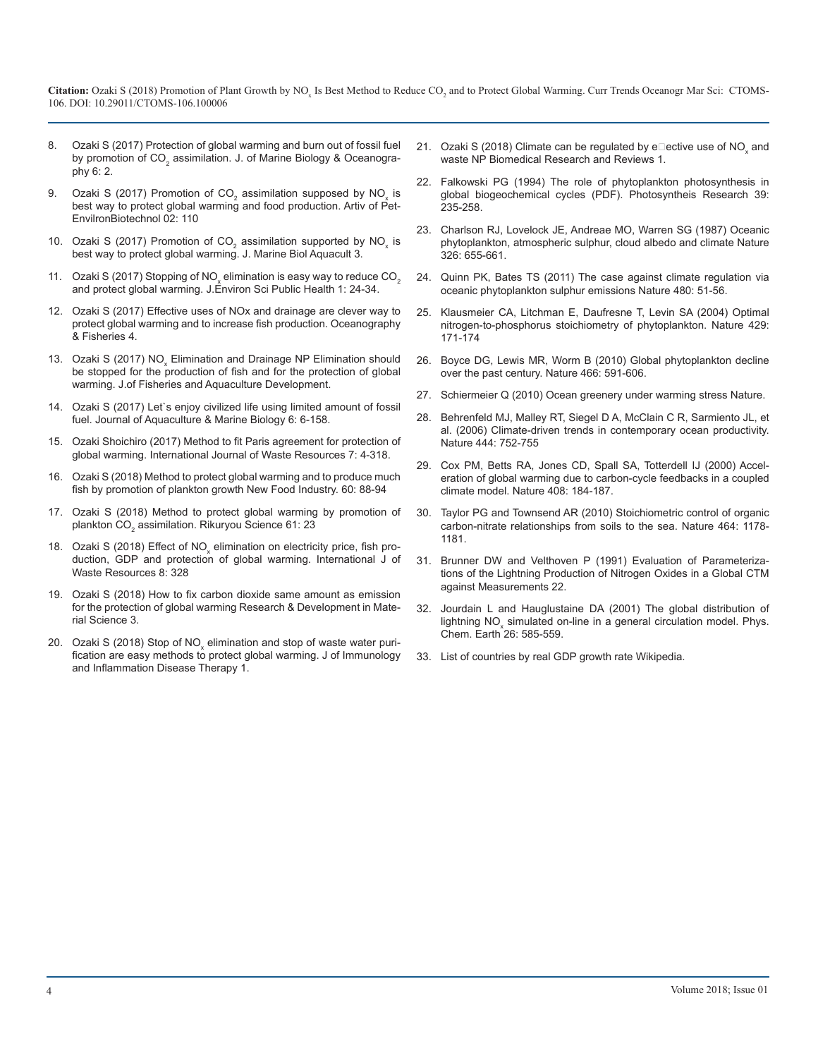8. Ozaki S (2017) Protection of global warming and burn out of fossil fuel by promotion of $CO_2$ assimilation. J. of Marine Biology & Oceanography 6: 2.

9. Ozaki S (2017) Promotion of $CO_2$ assimilation supposed by $NO_x$ is best way to protect global warming and food production. Artiv of Pet-EnvilronBiotechnol 02: 110

10. Ozaki S (2017) Promotion of $CO_2$ assimilation supported by $NO_x$ is best way to protect global warming. J. Marine Biol Aquacult 3.

11. Ozaki S (2017) Stopping of $NO_x$ elimination is easy way to reduce $CO_2$ and protect global warming. J.Environ Sci Public Health 1: 24-34.

12. Ozaki S (2017) Effective uses of NOx and drainage are clever way to protect global warming and to increase fish production. Oceanography & Fisheries 4.

13. Ozaki S (2017) $NO_x$ Elimination and Drainage NP Elimination should be stopped for the production of fish and for the protection of global warming. J.of Fisheries and Aquaculture Development.

14. Ozaki S (2017) Let`s enjoy civilized life using limited amount of fossil fuel. Journal of Aquaculture & Marine Biology 6: 6-158.

15. Ozaki Shoichiro (2017) Method to fit Paris agreement for protection of global warming. International Journal of Waste Resources 7: 4-318.

16. Ozaki S (2018) Method to protect global warming and to produce much fish by promotion of plankton growth New Food Industry. 60: 88-94

17. Ozaki S (2018) Method to protect global warming by promotion of plankton $CO_2$ assimilation. Rikuryou Science 61: 23

18. Ozaki S (2018) Effect of $NO_x$ elimination on electricity price, fish production, GDP and protection of global warming. International J of Waste Resources 8: 328

19. Ozaki S (2018) How to fix carbon dioxide same amount as emission for the protection of global warming Research & Development in Material Science 3.

20. Ozaki S (2018) Stop of $NO_x$ elimination and stop of waste water purification are easy methods to protect global warming. J of Immunology and Inflammation Disease Therapy 1.

21. Ozaki S (2018) Climate can be regulated by e□ective use of $NO_x$ and waste NP Biomedical Research and Reviews 1.

22. Falkowski PG (1994) The role of phytoplankton photosynthesis in global biogeochemical cycles (PDF). Photosyntheis Research 39: 235-258.

23. Charlson RJ, Lovelock JE, Andreae MO, Warren SG (1987) Oceanic phytoplankton, atmospheric sulphur, cloud albedo and climate Nature 326: 655-661.

24. Quinn PK, Bates TS (2011) The case against climate regulation via oceanic phytoplankton sulphur emissions Nature 480: 51-56.

25. Klausmeier CA, Litchman E, Daufresne T, Levin SA (2004) Optimal nitrogen-to-phosphorus stoichiometry of phytoplankton. Nature 429: 171-174

26. Boyce DG, Lewis MR, Worm B (2010) Global phytoplankton decline over the past century. Nature 466: 591-606.

27. Schiermeier Q (2010) Ocean greenery under warming stress Nature.

28. Behrenfeld MJ, Malley RT, Siegel D A, McClain C R, Sarmiento JL, et al. (2006) Climate-driven trends in contemporary ocean productivity. Nature 444: 752-755

29. Cox PM, Betts RA, Jones CD, Spall SA, Totterdell IJ (2000) Acceleration of global warming due to carbon-cycle feedbacks in a coupled climate model. Nature 408: 184-187.

30. Taylor PG and Townsend AR (2010) Stoichiometric control of organic carbon-nitrate relationships from soils to the sea. Nature 464: 1178-1181.

31. Brunner DW and Velthoven P (1991) Evaluation of Parameterizations of the Lightning Production of Nitrogen Oxides in a Global CTM against Measurements 22.

32. Jourdain L and Hauglustaine DA (2001) The global distribution of lightning $NO_x$ simulated on-line in a general circulation model. Phys. Chem. Earth 26: 585-559.

33. List of countries by real GDP growth rate Wikipedia.